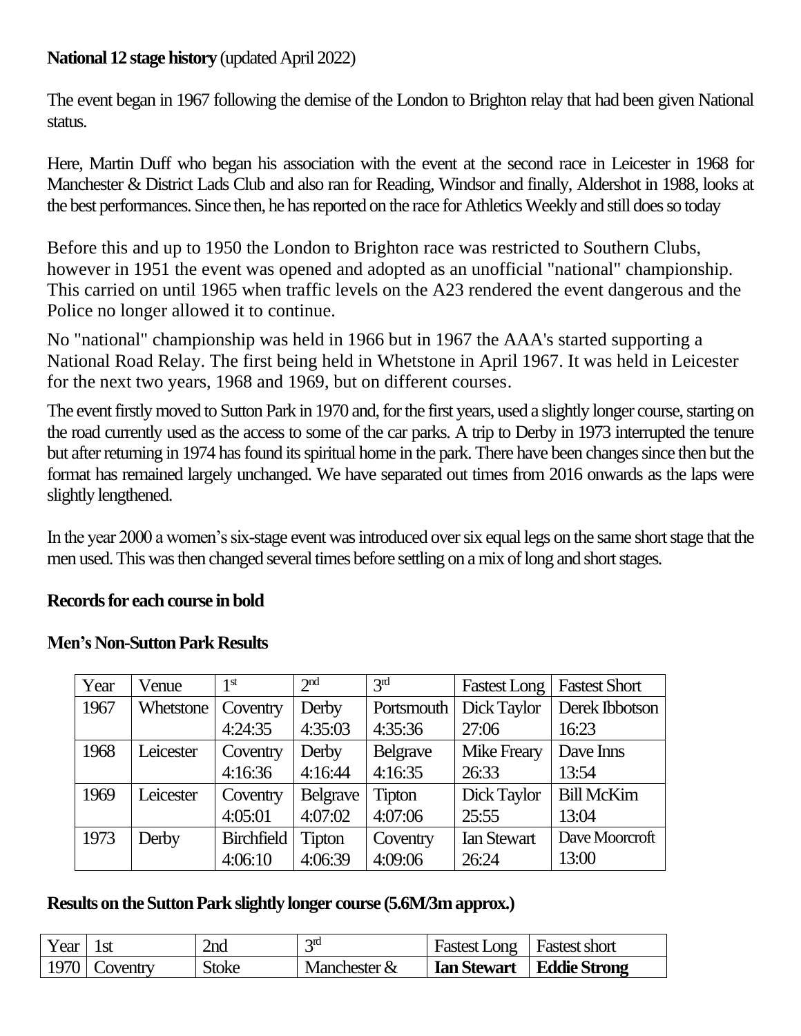**National 12 stage history** (updated April 2022)

The event began in 1967 following the demise of the London to Brighton relay that had been given National status.

Here, Martin Duff who began his association with the event at the second race in Leicester in 1968 for Manchester & District Lads Club and also ran for Reading, Windsor and finally, Aldershot in 1988, looks at the best performances. Since then, he has reported on the race for Athletics Weekly and still does so today

Before this and up to 1950 the London to Brighton race was restricted to Southern Clubs, however in 1951 the event was opened and adopted as an unofficial "national" championship. This carried on until 1965 when traffic levels on the A23 rendered the event dangerous and the Police no longer allowed it to continue.

No "national" championship was held in 1966 but in 1967 the AAA's started supporting a National Road Relay. The first being held in Whetstone in April 1967. It was held in Leicester for the next two years, 1968 and 1969, but on different courses.

The event firstly moved to Sutton Park in 1970 and, for the first years, used a slightly longer course, starting on the road currently used as the access to some of the car parks. A trip to Derby in 1973 interrupted the tenure but after returning in 1974 has found its spiritual home in the park. There have been changes since then but the format has remained largely unchanged. We have separated out times from 2016 onwards as the laps were slightly lengthened.

In the year 2000 a women's six-stage event was introduced over six equal legs on the same short stage that the men used. This was then changed several times before settling on a mix of long and short stages.

**Records for each course in bold**

**Men's Non-Sutton Park Results**

| Year | Venue | 1st | 2nd | 3rd | Fastest Long | Fastest Short |
|---|---|---|---|---|---|---|
| 1967 | Whetstone | Coventry 4:24:35 | Derby 4:35:03 | Portsmouth 4:35:36 | Dick Taylor 27:06 | Derek Ibbotson 16:23 |
| 1968 | Leicester | Coventry 4:16:36 | Derby 4:16:44 | Belgrave 4:16:35 | Mike Freary 26:33 | Dave Inns 13:54 |
| 1969 | Leicester | Coventry 4:05:01 | Belgrave 4:07:02 | Tipton 4:07:06 | Dick Taylor 25:55 | Bill McKim 13:04 |
| 1973 | Derby | Birchfield 4:06:10 | Tipton 4:06:39 | Coventry 4:09:06 | Ian Stewart 26:24 | Dave Moorcroft 13:00 |

**Results on the Sutton Park slightly longer course (5.6M/3m approx.)**

| Year | 1st | 2nd | 3rd | Fastest Long | Fastest short |
|---|---|---|---|---|---|
| 1970 | Coventry | Stoke | Manchester & | **Ian Stewart** | **Eddie Strong** |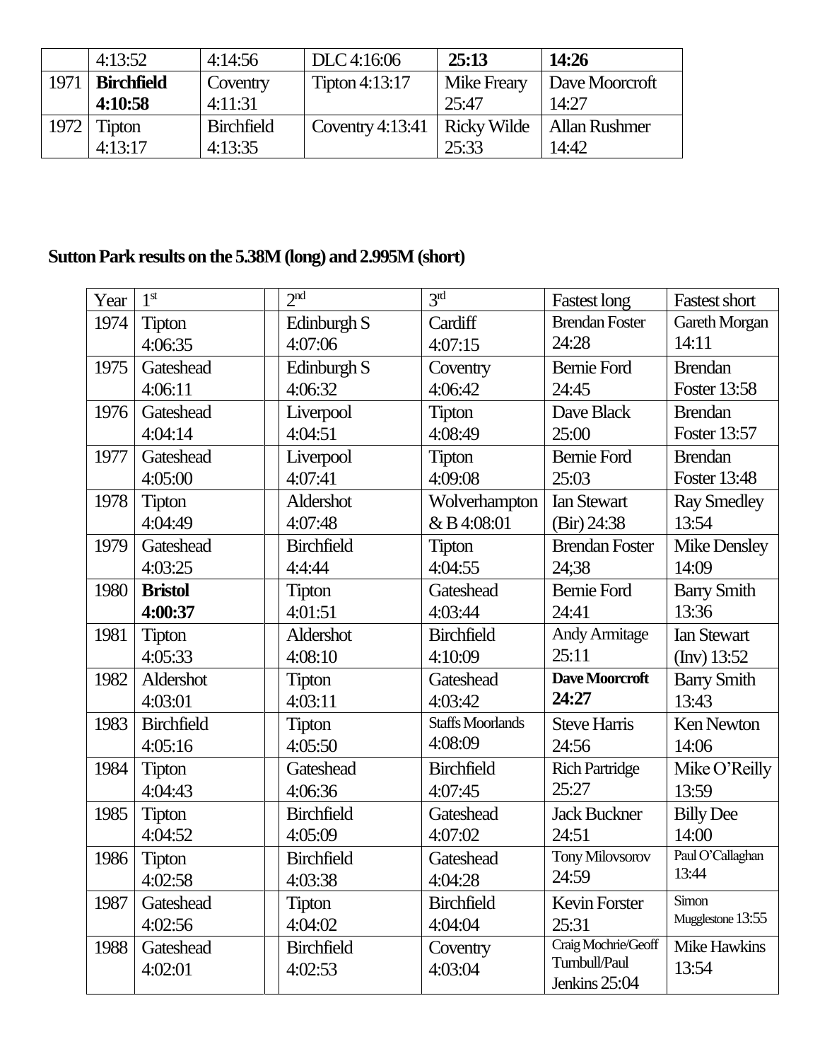| | | | | | |
|---|---|---|---|---|---|
| | 4:13:52 | 4:14:56 | DLC 4:16:06 | **25:13** | **14:26** |
| 1971 | **Birchfield 4:10:58** | Coventry 4:11:31 | Tipton 4:13:17 | Mike Freary 25:47 | Dave Moorcroft 14:27 |
| 1972 | Tipton 4:13:17 | Birchfield 4:13:35 | Coventry 4:13:41 | Ricky Wilde 25:33 | Allan Rushmer 14:42 |

**Sutton Park results on the 5.38M (long) and 2.995M (short)**

| Year | 1st | 2nd | 3rd | Fastest long | Fastest short |
|---|---|---|---|---|---|
| 1974 | Tipton 4:06:35 | Edinburgh S 4:07:06 | Cardiff 4:07:15 | Brendan Foster 24:28 | Gareth Morgan 14:11 |
| 1975 | Gateshead 4:06:11 | Edinburgh S 4:06:32 | Coventry 4:06:42 | Bernie Ford 24:45 | Brendan Foster 13:58 |
| 1976 | Gateshead 4:04:14 | Liverpool 4:04:51 | Tipton 4:08:49 | Dave Black 25:00 | Brendan Foster 13:57 |
| 1977 | Gateshead 4:05:00 | Liverpool 4:07:41 | Tipton 4:09:08 | Bernie Ford 25:03 | Brendan Foster 13:48 |
| 1978 | Tipton 4:04:49 | Aldershot 4:07:48 | Wolverhampton & B 4:08:01 | Ian Stewart (Bir) 24:38 | Ray Smedley 13:54 |
| 1979 | Gateshead 4:03:25 | Birchfield 4:4:44 | Tipton 4:04:55 | Brendan Foster 24;38 | Mike Densley 14:09 |
| 1980 | **Bristol 4:00:37** | Tipton 4:01:51 | Gateshead 4:03:44 | Bernie Ford 24:41 | Barry Smith 13:36 |
| 1981 | Tipton 4:05:33 | Aldershot 4:08:10 | Birchfield 4:10:09 | Andy Armitage 25:11 | Ian Stewart (Inv) 13:52 |
| 1982 | Aldershot 4:03:01 | Tipton 4:03:11 | Gateshead 4:03:42 | **Dave Moorcroft 24:27** | Barry Smith 13:43 |
| 1983 | Birchfield 4:05:16 | Tipton 4:05:50 | Staffs Moorlands 4:08:09 | Steve Harris 24:56 | Ken Newton 14:06 |
| 1984 | Tipton 4:04:43 | Gateshead 4:06:36 | Birchfield 4:07:45 | Rich Partridge 25:27 | Mike O'Reilly 13:59 |
| 1985 | Tipton 4:04:52 | Birchfield 4:05:09 | Gateshead 4:07:02 | Jack Buckner 24:51 | Billy Dee 14:00 |
| 1986 | Tipton 4:02:58 | Birchfield 4:03:38 | Gateshead 4:04:28 | Tony Milovsorov 24:59 | Paul O'Callaghan 13:44 |
| 1987 | Gateshead 4:02:56 | Tipton 4:04:02 | Birchfield 4:04:04 | Kevin Forster 25:31 | Simon Mugglestone 13:55 |
| 1988 | Gateshead 4:02:01 | Birchfield 4:02:53 | Coventry 4:03:04 | Craig Mochrie/Geoff Turnbull/Paul Jenkins 25:04 | Mike Hawkins 13:54 |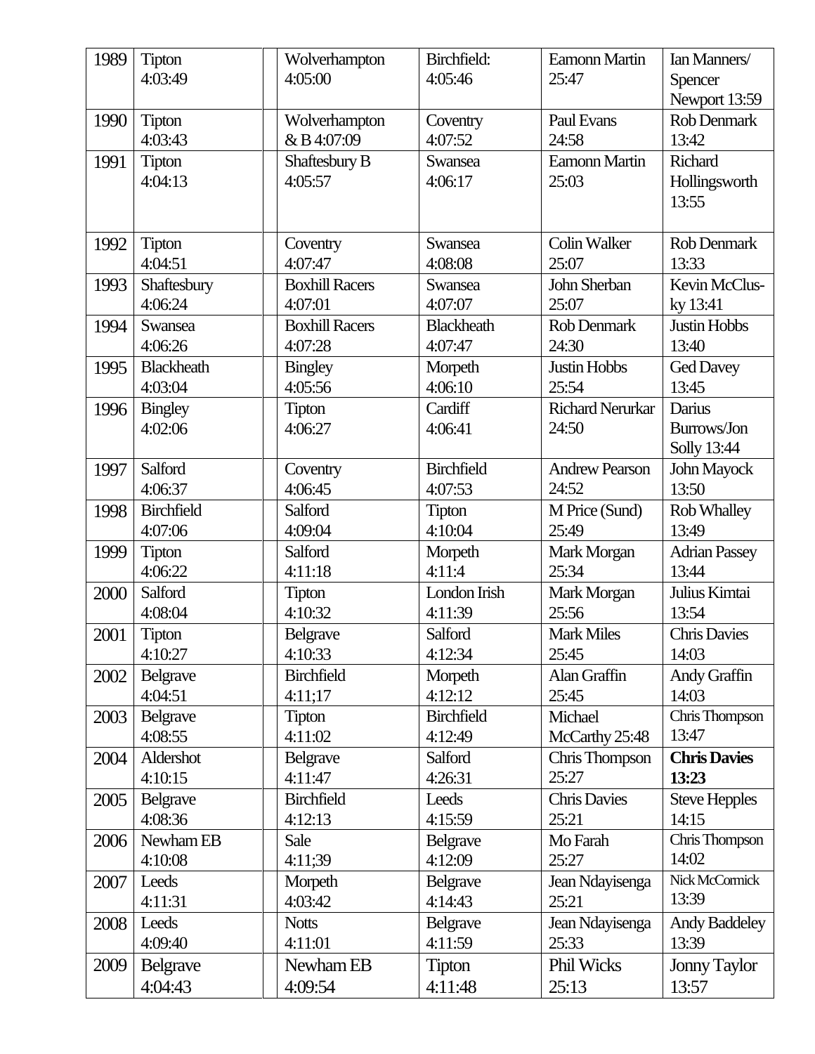| 1989 | Tipton 4:03:49 | | Wolverhampton 4:05:00 | Birchfield: 4:05:46 | Eamonn Martin 25:47 | Ian Manners/ Spencer Newport 13:59 |
|---|---|---|---|---|---|---|
| 1990 | Tipton 4:03:43 | | Wolverhampton & B 4:07:09 | Coventry 4:07:52 | Paul Evans 24:58 | Rob Denmark 13:42 |
| 1991 | Tipton 4:04:13 | | Shaftesbury B 4:05:57 | Swansea 4:06:17 | Eamonn Martin 25:03 | Richard Hollingsworth 13:55 |
| 1992 | Tipton 4:04:51 | | Coventry 4:07:47 | Swansea 4:08:08 | Colin Walker 25:07 | Rob Denmark 13:33 |
| 1993 | Shaftesbury 4:06:24 | | Boxhill Racers 4:07:01 | Swansea 4:07:07 | John Sherban 25:07 | Kevin McClus-ky 13:41 |
| 1994 | Swansea 4:06:26 | | Boxhill Racers 4:07:28 | Blackheath 4:07:47 | Rob Denmark 24:30 | Justin Hobbs 13:40 |
| 1995 | Blackheath 4:03:04 | | Bingley 4:05:56 | Morpeth 4:06:10 | Justin Hobbs 25:54 | Ged Davey 13:45 |
| 1996 | Bingley 4:02:06 | | Tipton 4:06:27 | Cardiff 4:06:41 | Richard Nerurkar 24:50 | Darius Burrows/Jon Solly 13:44 |
| 1997 | Salford 4:06:37 | | Coventry 4:06:45 | Birchfield 4:07:53 | Andrew Pearson 24:52 | John Mayock 13:50 |
| 1998 | Birchfield 4:07:06 | | Salford 4:09:04 | Tipton 4:10:04 | M Price (Sund) 25:49 | Rob Whalley 13:49 |
| 1999 | Tipton 4:06:22 | | Salford 4:11:18 | Morpeth 4:11:4 | Mark Morgan 25:34 | Adrian Passey 13:44 |
| 2000 | Salford 4:08:04 | | Tipton 4:10:32 | London Irish 4:11:39 | Mark Morgan 25:56 | Julius Kimtai 13:54 |
| 2001 | Tipton 4:10:27 | | Belgrave 4:10:33 | Salford 4:12:34 | Mark Miles 25:45 | Chris Davies 14:03 |
| 2002 | Belgrave 4:04:51 | | Birchfield 4:11;17 | Morpeth 4:12:12 | Alan Graffin 25:45 | Andy Graffin 14:03 |
| 2003 | Belgrave 4:08:55 | | Tipton 4:11:02 | Birchfield 4:12:49 | Michael McCarthy 25:48 | Chris Thompson 13:47 |
| 2004 | Aldershot 4:10:15 | | Belgrave 4:11:47 | Salford 4:26:31 | Chris Thompson 25:27 | **Chris Davies 13:23** |
| 2005 | Belgrave 4:08:36 | | Birchfield 4:12:13 | Leeds 4:15:59 | Chris Davies 25:21 | Steve Hepples 14:15 |
| 2006 | Newham EB 4:10:08 | | Sale 4:11;39 | Belgrave 4:12:09 | Mo Farah 25:27 | Chris Thompson 14:02 |
| 2007 | Leeds 4:11:31 | | Morpeth 4:03:42 | Belgrave 4:14:43 | Jean Ndayisenga 25:21 | Nick McCormick 13:39 |
| 2008 | Leeds 4:09:40 | | Notts 4:11:01 | Belgrave 4:11:59 | Jean Ndayisenga 25:33 | Andy Baddeley 13:39 |
| 2009 | Belgrave 4:04:43 | | Newham EB 4:09:54 | Tipton 4:11:48 | Phil Wicks 25:13 | Jonny Taylor 13:57 |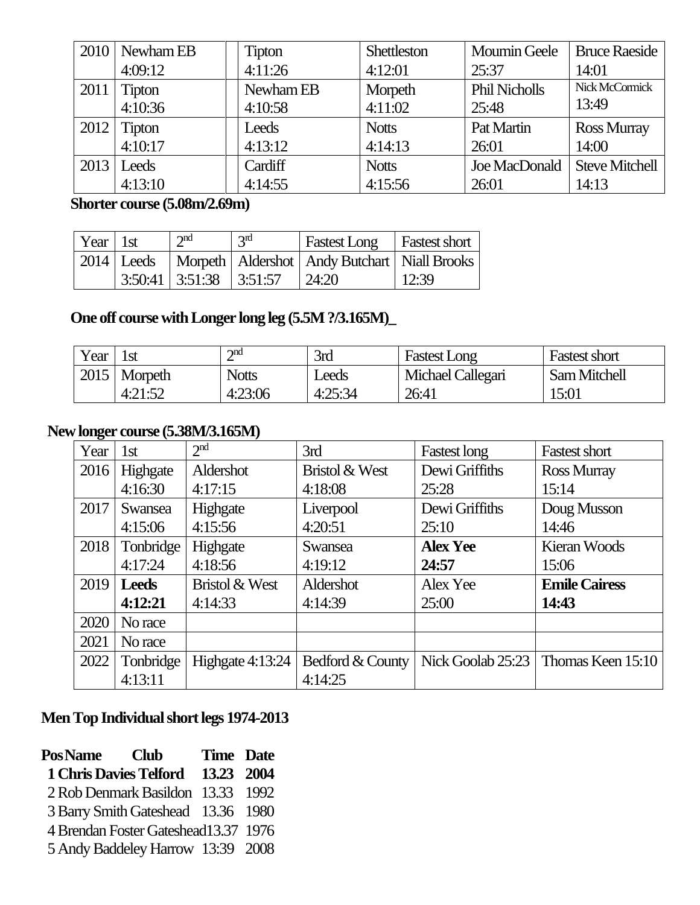| | | | | | | |
|---|---|---|---|---|---|---|
| 2010 | Newham EB 4:09:12 | | Tipton 4:11:26 | Shettleston 4:12:01 | Moumin Geele 25:37 | Bruce Raeside 14:01 |
| 2011 | Tipton 4:10:36 | | Newham EB 4:10:58 | Morpeth 4:11:02 | Phil Nicholls 25:48 | Nick McCormick 13:49 |
| 2012 | Tipton 4:10:17 | | Leeds 4:13:12 | Notts 4:14:13 | Pat Martin 26:01 | Ross Murray 14:00 |
| 2013 | Leeds 4:13:10 | | Cardiff 4:14:55 | Notts 4:15:56 | Joe MacDonald 26:01 | Steve Mitchell 14:13 |

**Shorter course (5.08m/2.69m)**

| Year | 1st | 2nd | 3rd | Fastest Long | Fastest short |
|---|---|---|---|---|---|
| 2014 | Leeds 3:50:41 | Morpeth 3:51:38 | Aldershot 3:51:57 | Andy Butchart 24:20 | Niall Brooks 12:39 |

**One off course with Longer long leg (5.5M ?/3.165M)_**

| Year | 1st | 2nd | 3rd | Fastest Long | Fastest short |
|---|---|---|---|---|---|
| 2015 | Morpeth 4:21:52 | Notts 4:23:06 | Leeds 4:25:34 | Michael Callegari 26:41 | Sam Mitchell 15:01 |

**New longer course (5.38M/3.165M)**

| Year | 1st | 2nd | 3rd | Fastest long | Fastest short |
|---|---|---|---|---|---|
| 2016 | Highgate 4:16:30 | Aldershot 4:17:15 | Bristol & West 4:18:08 | Dewi Griffiths 25:28 | Ross Murray 15:14 |
| 2017 | Swansea 4:15:06 | Highgate 4:15:56 | Liverpool 4:20:51 | Dewi Griffiths 25:10 | Doug Musson 14:46 |
| 2018 | Tonbridge 4:17:24 | Highgate 4:18:56 | Swansea 4:19:12 | **Alex Yee 24:57** | Kieran Woods 15:06 |
| 2019 | **Leeds 4:12:21** | Bristol & West 4:14:33 | Aldershot 4:14:39 | Alex Yee 25:00 | **Emile Cairess 14:43** |
| 2020 | No race | | | | |
| 2021 | No race | | | | |
| 2022 | Tonbridge 4:13:11 | Highgate 4:13:24 | Bedford & County 4:14:25 | Nick Goolab 25:23 | Thomas Keen 15:10 |

**Men Top Individual short legs 1974-2013**

| Pos | Name | Club | Time | Date |
|---|---|---|---|---|
| **1** | **Chris Davies** | **Telford** | **13.23** | **2004** |
| 2 | Rob Denmark | Basildon | 13.33 | 1992 |
| 3 | Barry Smith | Gateshead | 13.36 | 1980 |
| 4 | Brendan Foster | Gateshead | 13.37 | 1976 |
| 5 | Andy Baddeley | Harrow | 13:39 | 2008 |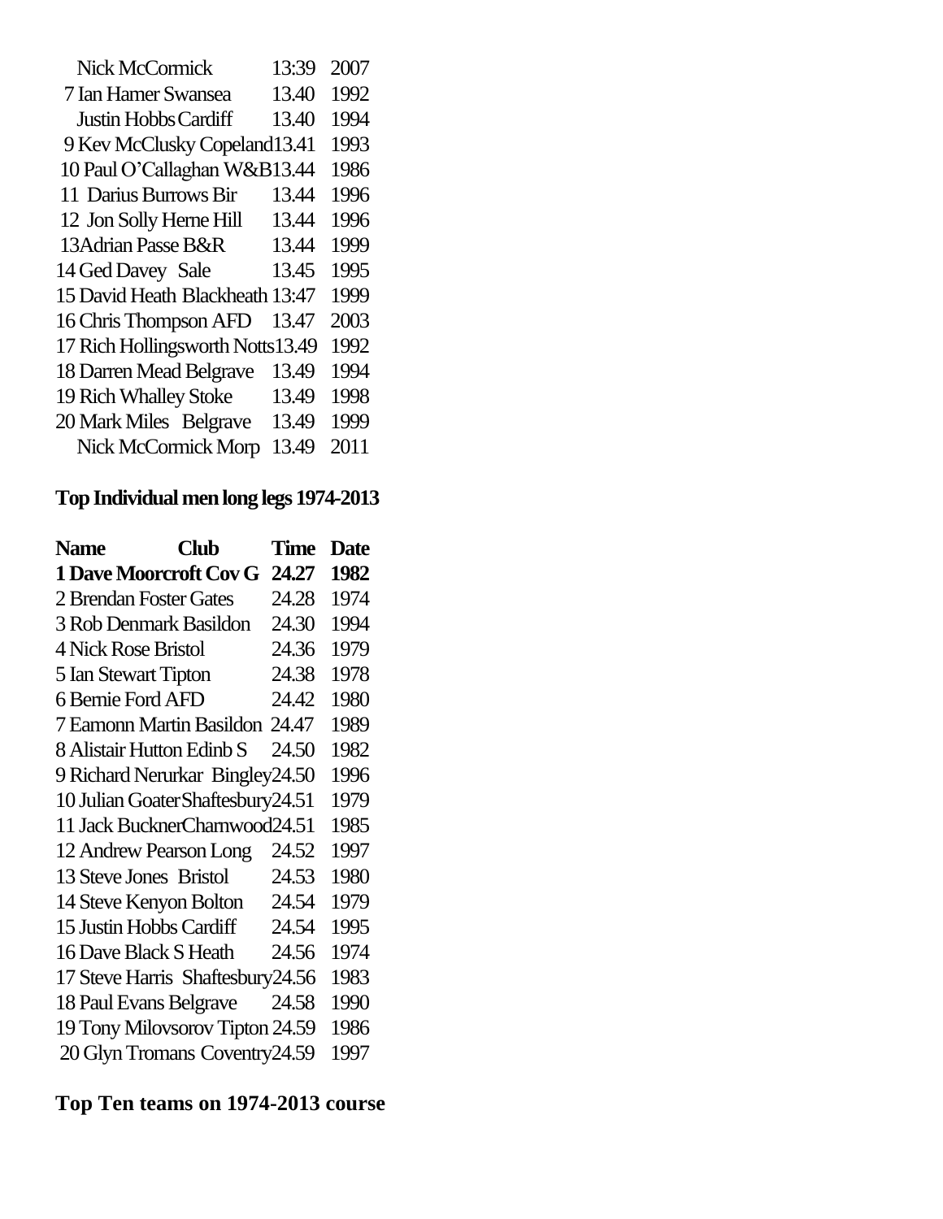| | | |
|---|---|---|
| Nick McCormick | 13:39 | 2007 |
| 7 Ian Hamer Swansea | 13.40 | 1992 |
| Justin Hobbs Cardiff | 13.40 | 1994 |
| 9 Kev McClusky Copeland | 13.41 | 1993 |
| 10 Paul O'Callaghan W&B | 13.44 | 1986 |
| 11 Darius Burrows Bir | 13.44 | 1996 |
| 12 Jon Solly Herne Hill | 13.44 | 1996 |
| 13Adrian Passe B&R | 13.44 | 1999 |
| 14 Ged Davey Sale | 13.45 | 1995 |
| 15 David Heath Blackheath | 13:47 | 1999 |
| 16 Chris Thompson AFD | 13.47 | 2003 |
| 17 Rich Hollingsworth Notts | 13.49 | 1992 |
| 18 Darren Mead Belgrave | 13.49 | 1994 |
| 19 Rich Whalley Stoke | 13.49 | 1998 |
| 20 Mark Miles Belgrave | 13.49 | 1999 |
| Nick McCormick Morp | 13.49 | 2011 |

## Top Individual men long legs 1974-2013

| Name Club | Time | Date |
|---|---|---|
| **1 Dave Moorcroft Cov G** | **24.27** | **1982** |
| 2 Brendan Foster Gates | 24.28 | 1974 |
| 3 Rob Denmark Basildon | 24.30 | 1994 |
| 4 Nick Rose Bristol | 24.36 | 1979 |
| 5 Ian Stewart Tipton | 24.38 | 1978 |
| 6 Bernie Ford AFD | 24.42 | 1980 |
| 7 Eamonn Martin Basildon | 24.47 | 1989 |
| 8 Alistair Hutton Edinb S | 24.50 | 1982 |
| 9 Richard Nerurkar Bingley | 24.50 | 1996 |
| 10 Julian Goater Shaftesbury | 24.51 | 1979 |
| 11 Jack Buckner Charnwood | 24.51 | 1985 |
| 12 Andrew Pearson Long | 24.52 | 1997 |
| 13 Steve Jones Bristol | 24.53 | 1980 |
| 14 Steve Kenyon Bolton | 24.54 | 1979 |
| 15 Justin Hobbs Cardiff | 24.54 | 1995 |
| 16 Dave Black S Heath | 24.56 | 1974 |
| 17 Steve Harris Shaftesbury | 24.56 | 1983 |
| 18 Paul Evans Belgrave | 24.58 | 1990 |
| 19 Tony Milovsorov Tipton | 24.59 | 1986 |
| 20 Glyn Tromans Coventry | 24.59 | 1997 |

## Top Ten teams on 1974-2013 course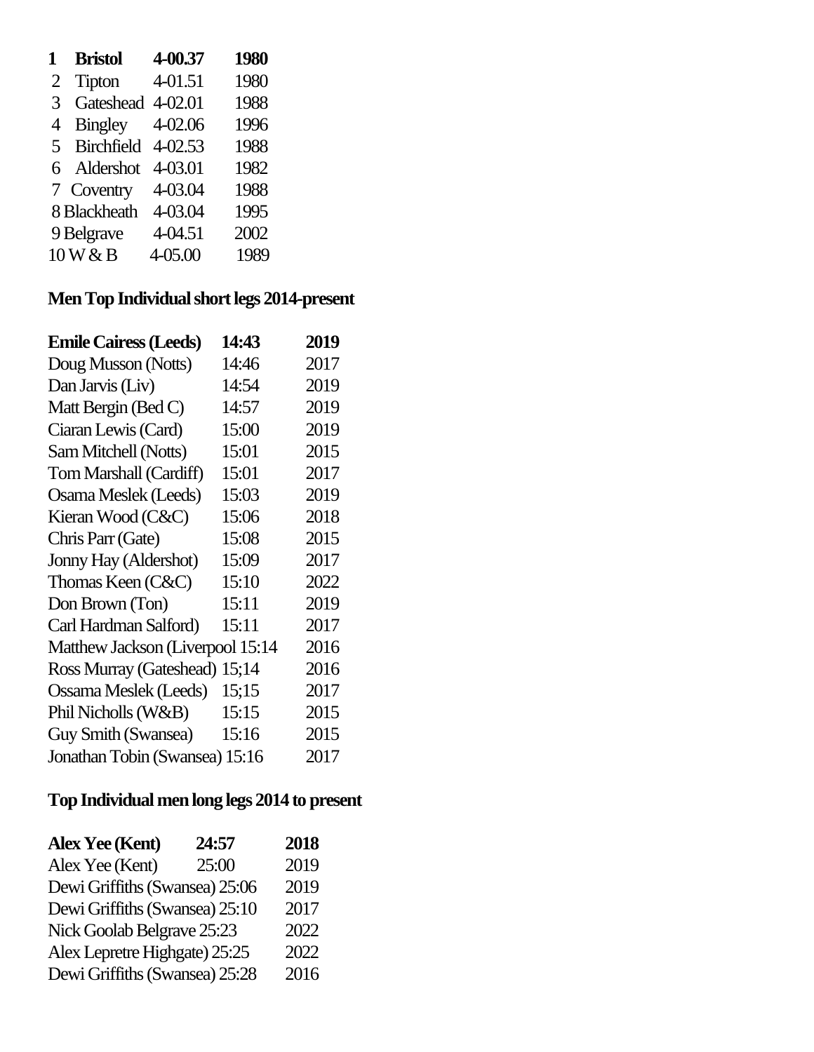| | | | |
|---|---|---|---|
| **1** | **Bristol** | **4-00.37** | **1980** |
| 2 | Tipton | 4-01.51 | 1980 |
| 3 | Gateshead | 4-02.01 | 1988 |
| 4 | Bingley | 4-02.06 | 1996 |
| 5 | Birchfield | 4-02.53 | 1988 |
| 6 | Aldershot | 4-03.01 | 1982 |
| 7 | Coventry | 4-03.04 | 1988 |
| 8 | Blackheath | 4-03.04 | 1995 |
| 9 | Belgrave | 4-04.51 | 2002 |
| 10 | W & B | 4-05.00 | 1989 |

## Men Top Individual short legs 2014-present

| | | |
|---|---|---|
| **Emile Cairess (Leeds)** | **14:43** | **2019** |
| Doug Musson (Notts) | 14:46 | 2017 |
| Dan Jarvis (Liv) | 14:54 | 2019 |
| Matt Bergin (Bed C) | 14:57 | 2019 |
| Ciaran Lewis (Card) | 15:00 | 2019 |
| Sam Mitchell (Notts) | 15:01 | 2015 |
| Tom Marshall (Cardiff) | 15:01 | 2017 |
| Osama Meslek (Leeds) | 15:03 | 2019 |
| Kieran Wood (C&C) | 15:06 | 2018 |
| Chris Parr (Gate) | 15:08 | 2015 |
| Jonny Hay (Aldershot) | 15:09 | 2017 |
| Thomas Keen (C&C) | 15:10 | 2022 |
| Don Brown (Ton) | 15:11 | 2019 |
| Carl Hardman Salford) | 15:11 | 2017 |
| Matthew Jackson (Liverpool | 15:14 | 2016 |
| Ross Murray (Gateshead) | 15;14 | 2016 |
| Ossama Meslek (Leeds) | 15;15 | 2017 |
| Phil Nicholls (W&B) | 15:15 | 2015 |
| Guy Smith (Swansea) | 15:16 | 2015 |
| Jonathan Tobin (Swansea) | 15:16 | 2017 |

## Top Individual men long legs 2014 to present

| | | |
|---|---|---|
| **Alex Yee (Kent)** | **24:57** | **2018** |
| Alex Yee (Kent) | 25:00 | 2019 |
| Dewi Griffiths (Swansea) | 25:06 | 2019 |
| Dewi Griffiths (Swansea) | 25:10 | 2017 |
| Nick Goolab Belgrave | 25:23 | 2022 |
| Alex Lepretre Highgate) | 25:25 | 2022 |
| Dewi Griffiths (Swansea) | 25:28 | 2016 |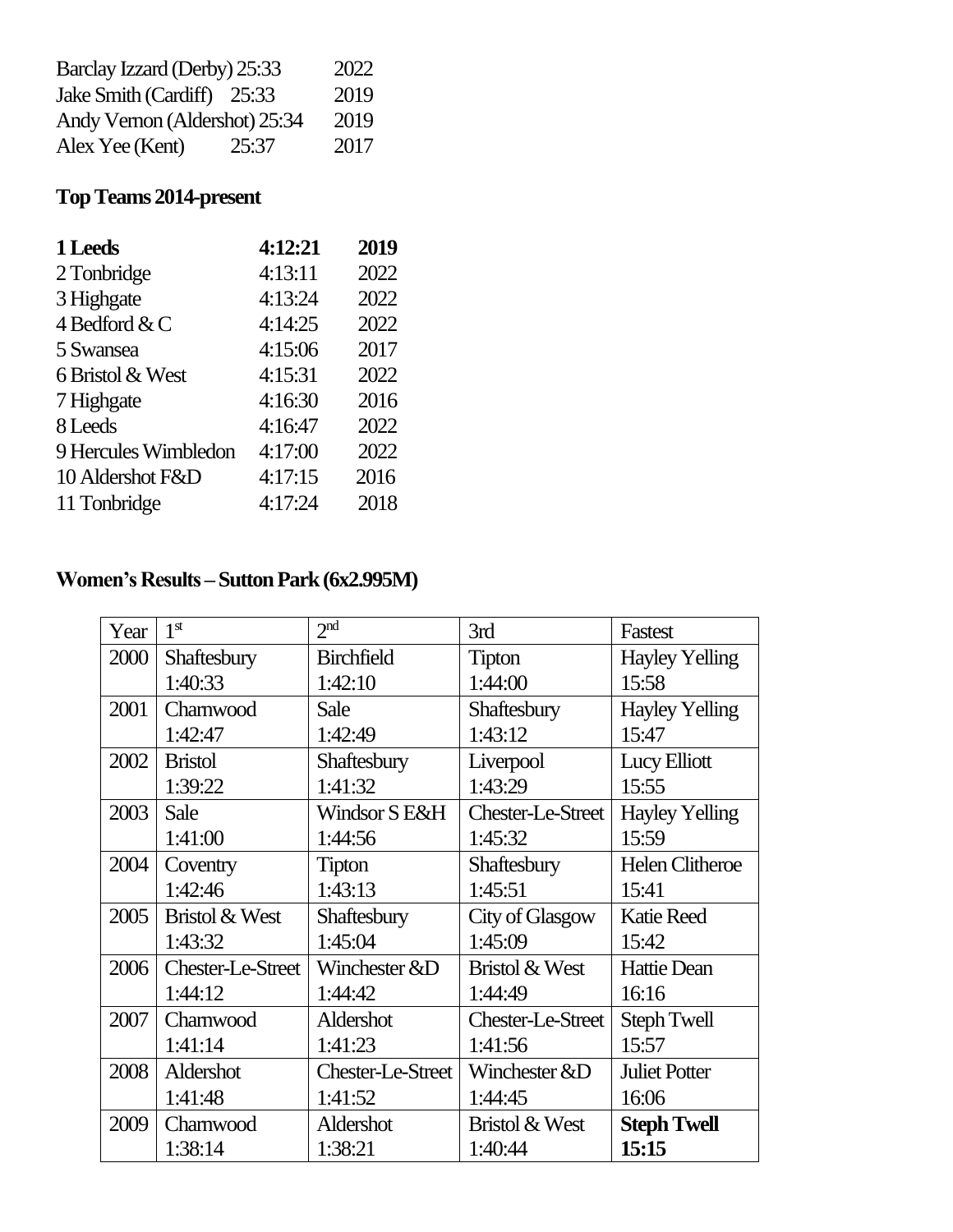Barclay Izzard (Derby) 25:33 2022
Jake Smith (Cardiff) 25:33 2019
Andy Vernon (Aldershot) 25:34 2019
Alex Yee (Kent) 25:37 2017

**Top Teams 2014-present**

| | | |
|---|---|---|
| **1 Leeds** | **4:12:21** | **2019** |
| 2 Tonbridge | 4:13:11 | 2022 |
| 3 Highgate | 4:13:24 | 2022 |
| 4 Bedford & C | 4:14:25 | 2022 |
| 5 Swansea | 4:15:06 | 2017 |
| 6 Bristol & West | 4:15:31 | 2022 |
| 7 Highgate | 4:16:30 | 2016 |
| 8 Leeds | 4:16:47 | 2022 |
| 9 Hercules Wimbledon | 4:17:00 | 2022 |
| 10 Aldershot F&D | 4:17:15 | 2016 |
| 11 Tonbridge | 4:17:24 | 2018 |

**Women's Results – Sutton Park (6x2.995M)**

| Year | 1st | 2nd | 3rd | Fastest |
|---|---|---|---|---|
| 2000 | Shaftesbury 1:40:33 | Birchfield 1:42:10 | Tipton 1:44:00 | Hayley Yelling 15:58 |
| 2001 | Charnwood 1:42:47 | Sale 1:42:49 | Shaftesbury 1:43:12 | Hayley Yelling 15:47 |
| 2002 | Bristol 1:39:22 | Shaftesbury 1:41:32 | Liverpool 1:43:29 | Lucy Elliott 15:55 |
| 2003 | Sale 1:41:00 | Windsor S E&H 1:44:56 | Chester-Le-Street 1:45:32 | Hayley Yelling 15:59 |
| 2004 | Coventry 1:42:46 | Tipton 1:43:13 | Shaftesbury 1:45:51 | Helen Clitheroe 15:41 |
| 2005 | Bristol & West 1:43:32 | Shaftesbury 1:45:04 | City of Glasgow 1:45:09 | Katie Reed 15:42 |
| 2006 | Chester-Le-Street 1:44:12 | Winchester &D 1:44:42 | Bristol & West 1:44:49 | Hattie Dean 16:16 |
| 2007 | Charnwood 1:41:14 | Aldershot 1:41:23 | Chester-Le-Street 1:41:56 | Steph Twell 15:57 |
| 2008 | Aldershot 1:41:48 | Chester-Le-Street 1:41:52 | Winchester &D 1:44:45 | Juliet Potter 16:06 |
| 2009 | Charnwood 1:38:14 | Aldershot 1:38:21 | Bristol & West 1:40:44 | **Steph Twell 15:15** |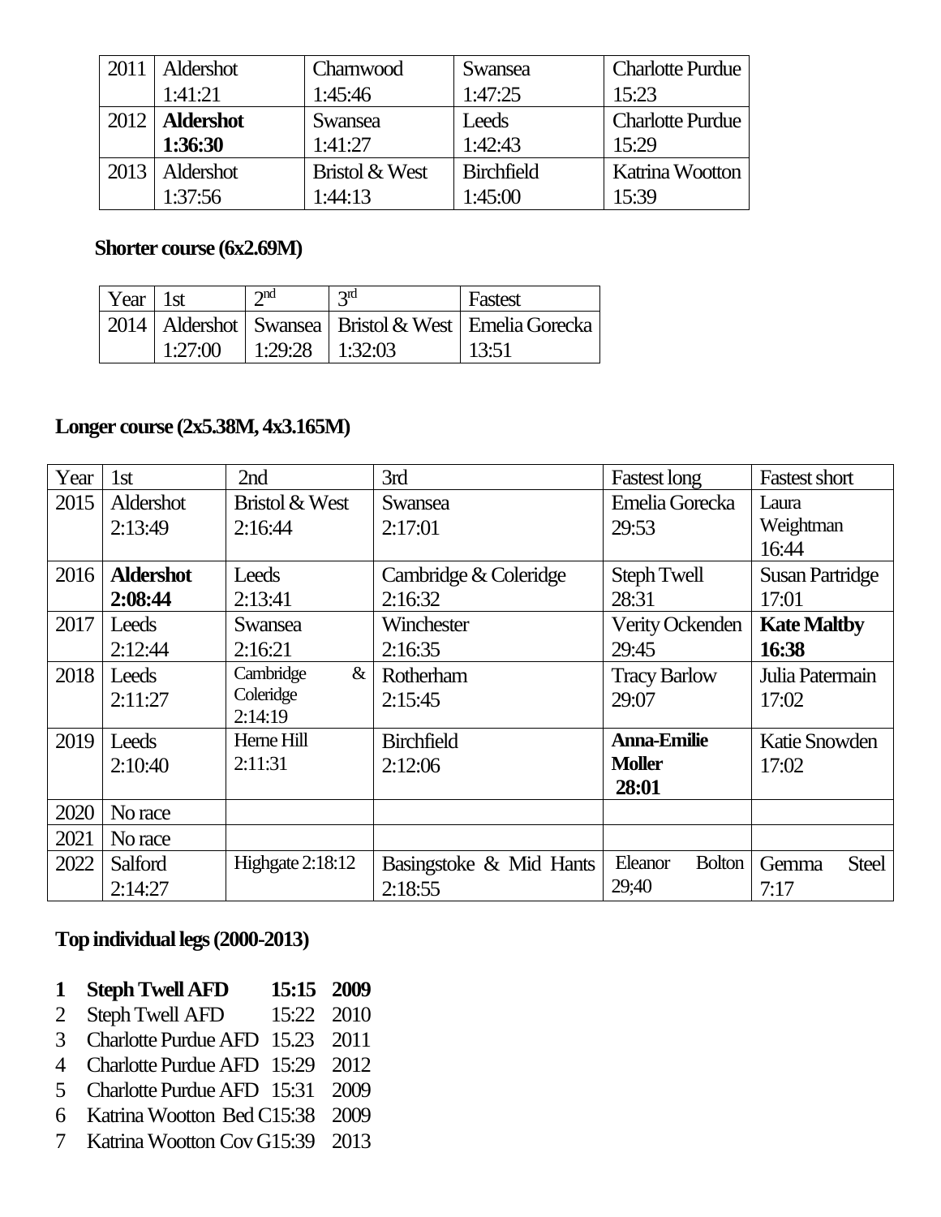| 2011 | Aldershot 1:41:21 | Charnwood 1:45:46 | Swansea 1:47:25 | Charlotte Purdue 15:23 |
|---|---|---|---|---|
| 2012 | **Aldershot 1:36:30** | Swansea 1:41:27 | Leeds 1:42:43 | Charlotte Purdue 15:29 |
| 2013 | Aldershot 1:37:56 | Bristol & West 1:44:13 | Birchfield 1:45:00 | Katrina Wootton 15:39 |

**Shorter course (6x2.69M)**

| Year | 1st | 2nd | 3rd | Fastest |
|---|---|---|---|---|
| 2014 | Aldershot 1:27:00 | Swansea 1:29:28 | Bristol & West 1:32:03 | Emelia Gorecka 13:51 |

**Longer course (2x5.38M, 4x3.165M)**

| Year | 1st | 2nd | 3rd | Fastest long | Fastest short |
|---|---|---|---|---|---|
| 2015 | Aldershot 2:13:49 | Bristol & West 2:16:44 | Swansea 2:17:01 | Emelia Gorecka 29:53 | Laura Weightman 16:44 |
| 2016 | **Aldershot 2:08:44** | Leeds 2:13:41 | Cambridge & Coleridge 2:16:32 | Steph Twell 28:31 | Susan Partridge 17:01 |
| 2017 | Leeds 2:12:44 | Swansea 2:16:21 | Winchester 2:16:35 | Verity Ockenden 29:45 | **Kate Maltby 16:38** |
| 2018 | Leeds 2:11:27 | Cambridge & Coleridge 2:14:19 | Rotherham 2:15:45 | Tracy Barlow 29:07 | Julia Patermain 17:02 |
| 2019 | Leeds 2:10:40 | Herne Hill 2:11:31 | Birchfield 2:12:06 | **Anna-Emilie Moller 28:01** | Katie Snowden 17:02 |
| 2020 | No race | | | | |
| 2021 | No race | | | | |
| 2022 | Salford 2:14:27 | Highgate 2:18:12 | Basingstoke & Mid Hants 2:18:55 | Eleanor Bolton 29;40 | Gemma Steel 7:17 |

**Top individual legs (2000-2013)**

| | | | |
|---|---|---|---|
| **1** | **Steph Twell AFD** | **15:15** | **2009** |
| 2 | Steph Twell AFD | 15:22 | 2010 |
| 3 | Charlotte Purdue AFD | 15.23 | 2011 |
| 4 | Charlotte Purdue AFD | 15:29 | 2012 |
| 5 | Charlotte Purdue AFD | 15:31 | 2009 |
| 6 | Katrina Wootton Bed C | 15:38 | 2009 |
| 7 | Katrina Wootton Cov G | 15:39 | 2013 |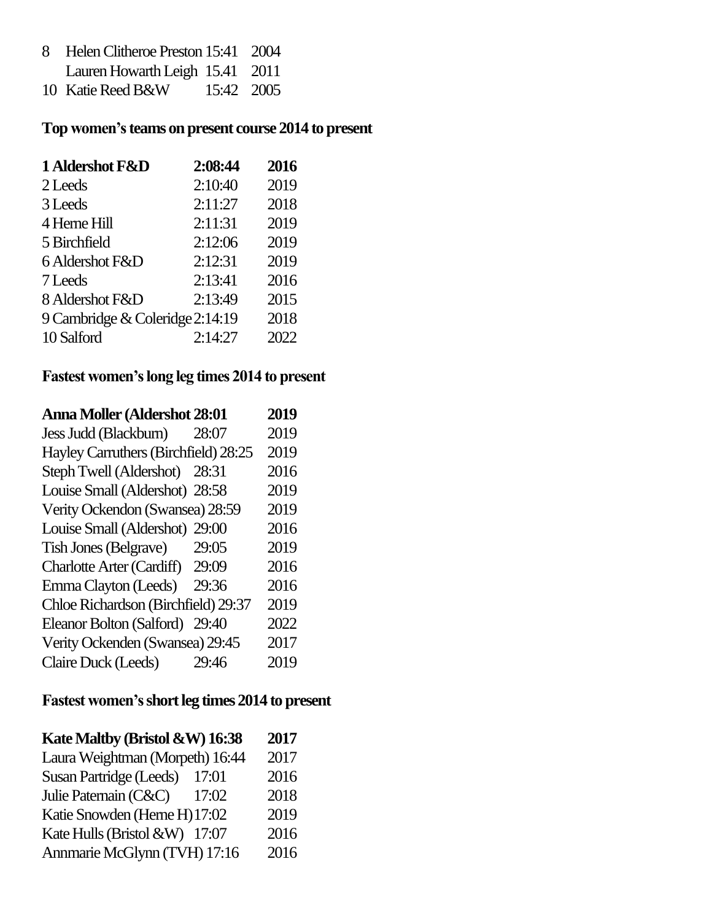| | | | |
|---|---|---|---|
| 8 | Helen Clitheroe Preston | 15:41 | 2004 |
| | Lauren Howarth Leigh | 15.41 | 2011 |
| 10 | Katie Reed B&W | 15:42 | 2005 |

**Top women's teams on present course 2014 to present**

| | | |
|---|---|---|
| **1 Aldershot F&D** | **2:08:44** | **2016** |
| 2 Leeds | 2:10:40 | 2019 |
| 3 Leeds | 2:11:27 | 2018 |
| 4 Herne Hill | 2:11:31 | 2019 |
| 5 Birchfield | 2:12:06 | 2019 |
| 6 Aldershot F&D | 2:12:31 | 2019 |
| 7 Leeds | 2:13:41 | 2016 |
| 8 Aldershot F&D | 2:13:49 | 2015 |
| 9 Cambridge & Coleridge | 2:14:19 | 2018 |
| 10 Salford | 2:14:27 | 2022 |

**Fastest women's long leg times 2014 to present**

| | | |
|---|---|---|
| **Anna Moller (Aldershot** | **28:01** | **2019** |
| Jess Judd (Blackburn) | 28:07 | 2019 |
| Hayley Carruthers (Birchfield) | 28:25 | 2019 |
| Steph Twell (Aldershot) | 28:31 | 2016 |
| Louise Small (Aldershot) | 28:58 | 2019 |
| Verity Ockendon (Swansea) | 28:59 | 2019 |
| Louise Small (Aldershot) | 29:00 | 2016 |
| Tish Jones (Belgrave) | 29:05 | 2019 |
| Charlotte Arter (Cardiff) | 29:09 | 2016 |
| Emma Clayton (Leeds) | 29:36 | 2016 |
| Chloe Richardson (Birchfield) | 29:37 | 2019 |
| Eleanor Bolton (Salford) | 29:40 | 2022 |
| Verity Ockenden (Swansea) | 29:45 | 2017 |
| Claire Duck (Leeds) | 29:46 | 2019 |

**Fastest women's short leg times 2014 to present**

| | | |
|---|---|---|
| **Kate Maltby (Bristol &W)** | **16:38** | **2017** |
| Laura Weightman (Morpeth) | 16:44 | 2017 |
| Susan Partridge (Leeds) | 17:01 | 2016 |
| Julie Paternain (C&C) | 17:02 | 2018 |
| Katie Snowden (Herne H) | 17:02 | 2019 |
| Kate Hulls (Bristol &W) | 17:07 | 2016 |
| Annmarie McGlynn (TVH) | 17:16 | 2016 |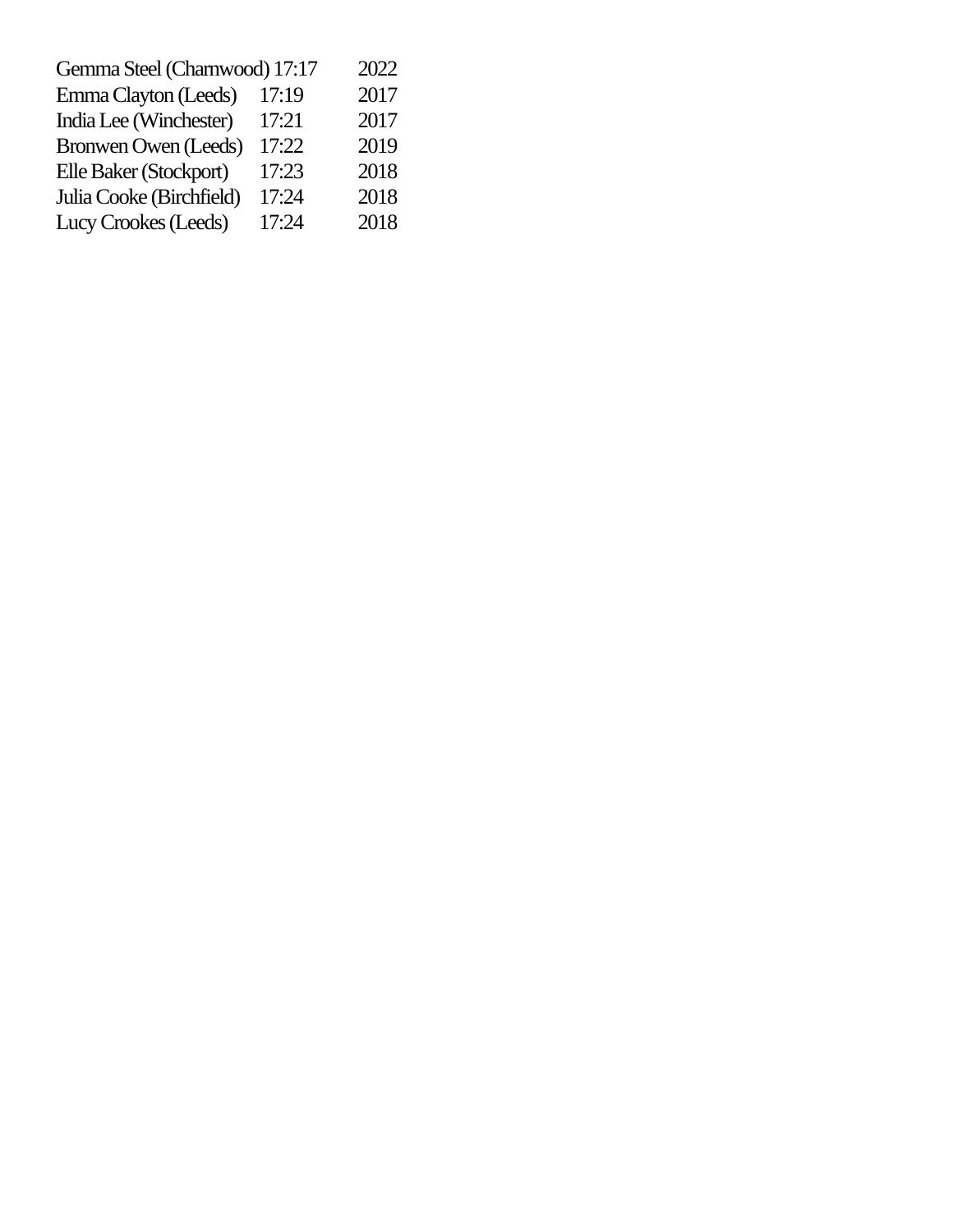| | | |
|---|---|---|
| Gemma Steel (Charnwood) | 17:17 | 2022 |
| Emma Clayton (Leeds) | 17:19 | 2017 |
| India Lee (Winchester) | 17:21 | 2017 |
| Bronwen Owen (Leeds) | 17:22 | 2019 |
| Elle Baker (Stockport) | 17:23 | 2018 |
| Julia Cooke (Birchfield) | 17:24 | 2018 |
| Lucy Crookes (Leeds) | 17:24 | 2018 |